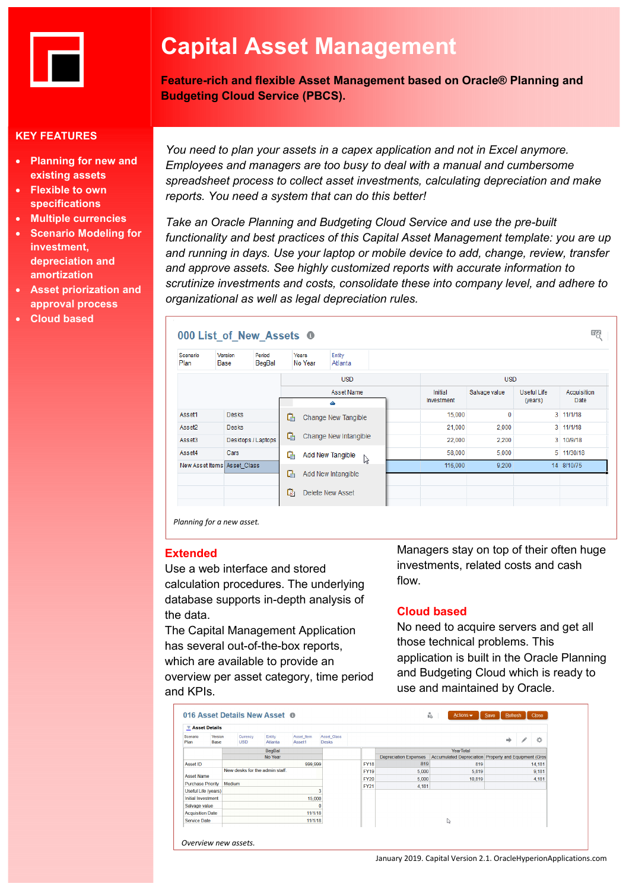# Capital Asset Management

**Feature-rich and flexible Asset Management based on Oracle® Planning and Budgeting Cloud Service (PBCS).**

## KEY FEATURES

- **Planning for new and existing assets**
- **Flexible to own specifications**
- **Multiple currencies**
- **Scenario Modeling for investment, depreciation and amortization**
- **Asset priorization and approval process**
- **Cloud based**

*You need to plan your assets in a capex application and not in Excel anymore. Employees and managers are too busy to deal with a manual and cumbersome spreadsheet process to collect asset investments, calculating depreciation and make reports. You need a system that can do this better!*

*Take an Oracle Planning and Budgeting Cloud Service and use the pre-built functionality and best practices of this Capital Asset Management template: you are up and running in days. Use your laptop or mobile device to add, change, review, transfer and approve assets. See highly customized reports with accurate information to scrutinize investments and costs, consolidate these into company level, and adhere to organizational as well as legal depreciation rules.*

*Planning for a new asset.*

### Extended

Use a web interface and stored calculation procedures. The underlying database supports in-depth analysis of the data.

The Capital Management Application has several out-of-the-box reports, which are available to provide an overview per asset category, time period and KPIs.

Managers stay on top of their often huge investments, related costs and cash flow.

### Cloud based

No need to acquire servers and get all those technical problems. This application is built in the Oracle Planning and Budgeting Cloud which is ready to use and maintained by Oracle.

*Overview new assets.*

January 2019. Capital Version 2.1. OracleHyperionApplications.com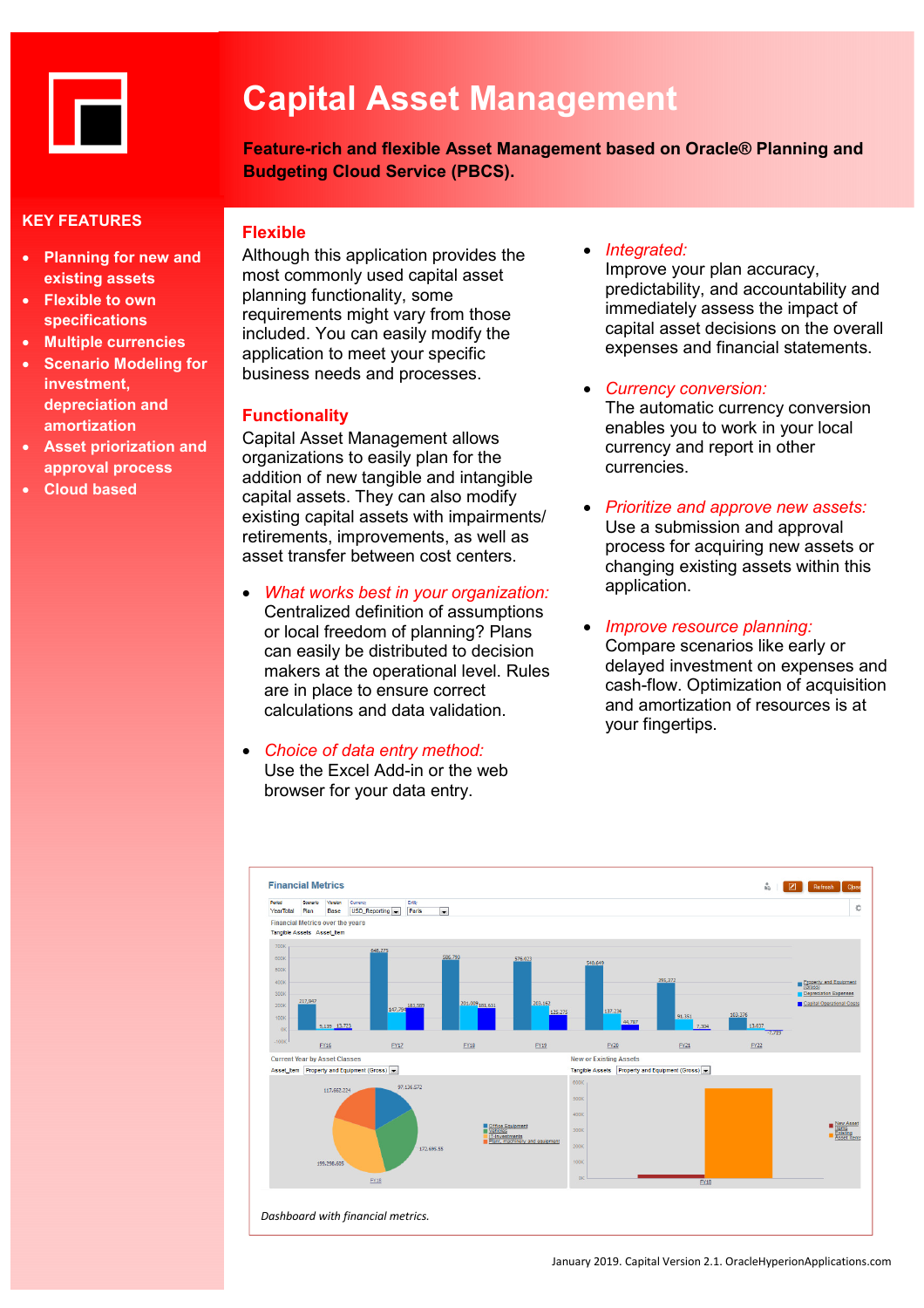# Capital Asset Management

**Feature-rich and flexible Asset Management based on Oracle® Planning and Budgeting Cloud Service (PBCS).**

## KEY FEATURES

- **Planning for new and existing assets**
- **Flexible to own specifications**
- **Multiple currencies**
- **Scenario Modeling for investment, depreciation and amortization**
- **Asset priorization and approval process**
- **Cloud based**

## Flexible

Although this application provides the most commonly used capital asset planning functionality, some requirements might vary from those included. You can easily modify the application to meet your specific business needs and processes.

## Functionality

Capital Asset Management allows organizations to easily plan for the addition of new tangible and intangible capital assets. They can also modify existing capital assets with impairments/ retirements, improvements, as well as asset transfer between cost centers.

- *What works best in your organization:* Centralized definition of assumptions or local freedom of planning? Plans can easily be distributed to decision makers at the operational level. Rules are in place to ensure correct calculations and data validation.
- *Choice of data entry method:* Use the Excel Add-in or the web browser for your data entry.
- *Integrated:* Improve your plan accuracy, predictability, and accountability and immediately assess the impact of capital asset decisions on the overall expenses and financial statements.
- *Currency conversion:* The automatic currency conversion enables you to work in your local currency and report in other currencies.
- *Prioritize and approve new assets:* Use a submission and approval process for acquiring new assets or changing existing assets within this application.
- *Improve resource planning:* Compare scenarios like early or delayed investment on expenses and cash-flow. Optimization of acquisition and amortization of resources is at your fingertips.

*Dashboard with financial metrics.*

January 2019. Capital Version 2.1. OracleHyperionApplications.com